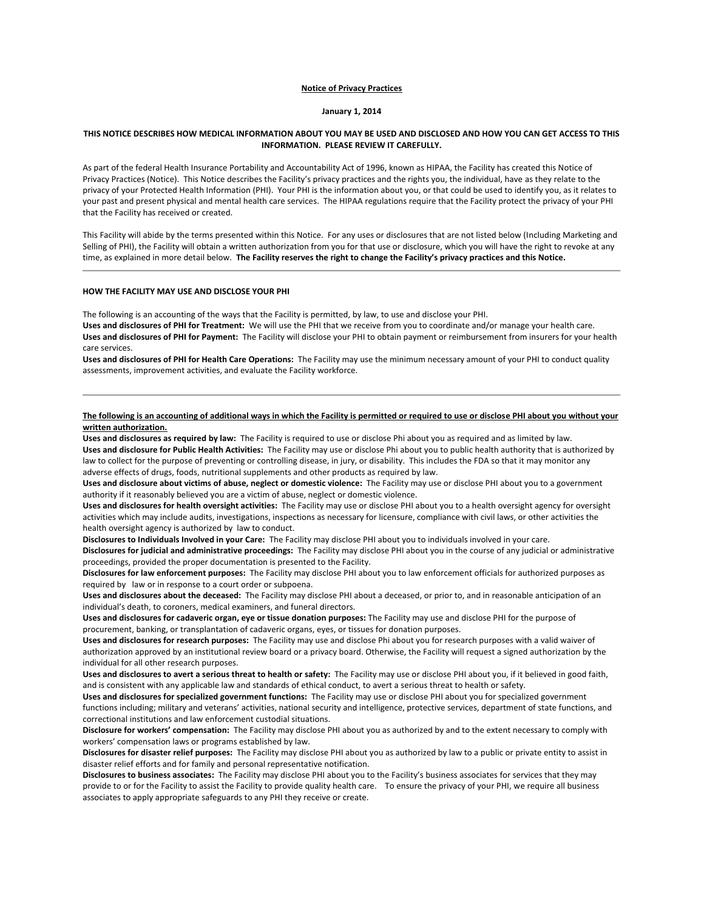# Notice of Privacy Practices

**January 1, 2014**

**THIS NOTICE DESCRIBES HOW MEDICAL INFORMATION ABOUT YOU MAY BE USED AND DISCLOSED AND HOW YOU CAN GET ACCESS TO THIS INFORMATION. PLEASE REVIEW IT CAREFULLY.**

As part of the federal Health Insurance Portability and Accountability Act of 1996, known as HIPAA, the Facility has created this Notice of Privacy Practices (Notice). This Notice describes the Facility's privacy practices and the rights you, the individual, have as they relate to the privacy of your Protected Health Information (PHI). Your PHI is the information about you, or that could be used to identify you, as it relates to your past and present physical and mental health care services. The HIPAA regulations require that the Facility protect the privacy of your PHI that the Facility has received or created.

This Facility will abide by the terms presented within this Notice. For any uses or disclosures that are not listed below (Including Marketing and Selling of PHI), the Facility will obtain a written authorization from you for that use or disclosure, which you will have the right to revoke at any time, as explained in more detail below. **The Facility reserves the right to change the Facility's privacy practices and this Notice.**

---

## HOW THE FACILITY MAY USE AND DISCLOSE YOUR PHI

The following is an accounting of the ways that the Facility is permitted, by law, to use and disclose your PHI.

**Uses and disclosures of PHI for Treatment:** We will use the PHI that we receive from you to coordinate and/or manage your health care.

**Uses and disclosures of PHI for Payment:** The Facility will disclose your PHI to obtain payment or reimbursement from insurers for your health care services.

**Uses and disclosures of PHI for Health Care Operations:** The Facility may use the minimum necessary amount of your PHI to conduct quality assessments, improvement activities, and evaluate the Facility workforce.

---

**The following is an accounting of additional ways in which the Facility is permitted or required to use or disclose PHI about you without your written authorization.**

**Uses and disclosures as required by law:** The Facility is required to use or disclose Phi about you as required and as limited by law.

**Uses and disclosure for Public Health Activities:** The Facility may use or disclose Phi about you to public health authority that is authorized by law to collect for the purpose of preventing or controlling disease, in jury, or disability. This includes the FDA so that it may monitor any adverse effects of drugs, foods, nutritional supplements and other products as required by law.

**Uses and disclosure about victims of abuse, neglect or domestic violence:** The Facility may use or disclose PHI about you to a government authority if it reasonably believed you are a victim of abuse, neglect or domestic violence.

**Uses and disclosures for health oversight activities:** The Facility may use or disclose PHI about you to a health oversight agency for oversight activities which may include audits, investigations, inspections as necessary for licensure, compliance with civil laws, or other activities the health oversight agency is authorized by law to conduct.

**Disclosures to Individuals Involved in your Care:** The Facility may disclose PHI about you to individuals involved in your care.

**Disclosures for judicial and administrative proceedings:** The Facility may disclose PHI about you in the course of any judicial or administrative proceedings, provided the proper documentation is presented to the Facility.

**Disclosures for law enforcement purposes:** The Facility may disclose PHI about you to law enforcement officials for authorized purposes as required by law or in response to a court order or subpoena.

**Uses and disclosures about the deceased:** The Facility may disclose PHI about a deceased, or prior to, and in reasonable anticipation of an individual's death, to coroners, medical examiners, and funeral directors.

**Uses and disclosures for cadaveric organ, eye or tissue donation purposes:** The Facility may use and disclose PHI for the purpose of procurement, banking, or transplantation of cadaveric organs, eyes, or tissues for donation purposes.

**Uses and disclosures for research purposes:** The Facility may use and disclose Phi about you for research purposes with a valid waiver of authorization approved by an institutional review board or a privacy board. Otherwise, the Facility will request a signed authorization by the individual for all other research purposes.

**Uses and disclosures to avert a serious threat to health or safety:** The Facility may use or disclose PHI about you, if it believed in good faith, and is consistent with any applicable law and standards of ethical conduct, to avert a serious threat to health or safety.

**Uses and disclosures for specialized government functions:** The Facility may use or disclose PHI about you for specialized government functions including; military and veterans' activities, national security and intelligence, protective services, department of state functions, and correctional institutions and law enforcement custodial situations.

**Disclosure for workers' compensation:** The Facility may disclose PHI about you as authorized by and to the extent necessary to comply with workers' compensation laws or programs established by law.

**Disclosures for disaster relief purposes:** The Facility may disclose PHI about you as authorized by law to a public or private entity to assist in disaster relief efforts and for family and personal representative notification.

**Disclosures to business associates:** The Facility may disclose PHI about you to the Facility's business associates for services that they may provide to or for the Facility to assist the Facility to provide quality health care. To ensure the privacy of your PHI, we require all business associates to apply appropriate safeguards to any PHI they receive or create.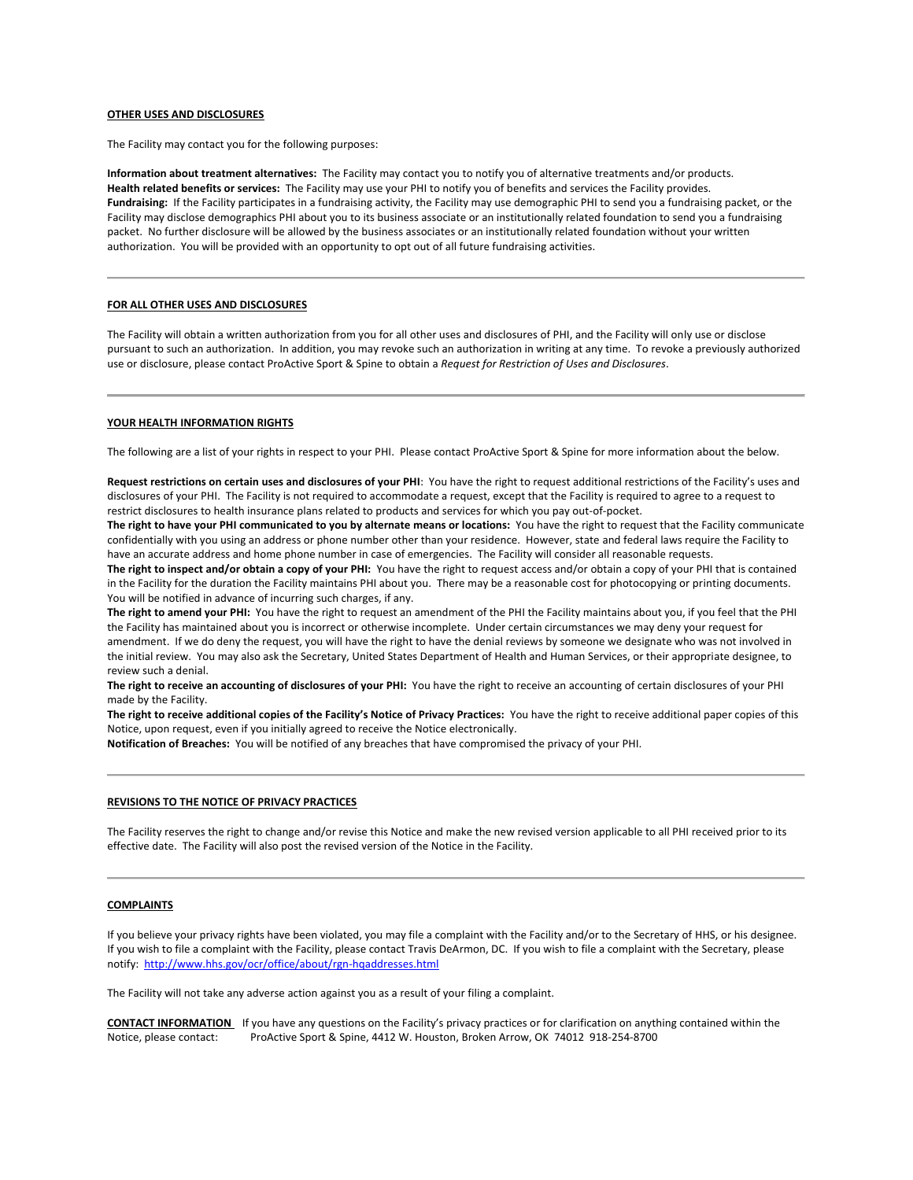**OTHER USES AND DISCLOSURES**

The Facility may contact you for the following purposes:

**Information about treatment alternatives:** The Facility may contact you to notify you of alternative treatments and/or products.
**Health related benefits or services:** The Facility may use your PHI to notify you of benefits and services the Facility provides.
**Fundraising:** If the Facility participates in a fundraising activity, the Facility may use demographic PHI to send you a fundraising packet, or the Facility may disclose demographics PHI about you to its business associate or an institutionally related foundation to send you a fundraising packet. No further disclosure will be allowed by the business associates or an institutionally related foundation without your written authorization. You will be provided with an opportunity to opt out of all future fundraising activities.

---

**FOR ALL OTHER USES AND DISCLOSURES**

The Facility will obtain a written authorization from you for all other uses and disclosures of PHI, and the Facility will only use or disclose pursuant to such an authorization. In addition, you may revoke such an authorization in writing at any time. To revoke a previously authorized use or disclosure, please contact ProActive Sport & Spine to obtain a *Request for Restriction of Uses and Disclosures*.

---

**YOUR HEALTH INFORMATION RIGHTS**

The following are a list of your rights in respect to your PHI. Please contact ProActive Sport & Spine for more information about the below.

**Request restrictions on certain uses and disclosures of your PHI**: You have the right to request additional restrictions of the Facility's uses and disclosures of your PHI. The Facility is not required to accommodate a request, except that the Facility is required to agree to a request to restrict disclosures to health insurance plans related to products and services for which you pay out-of-pocket.
**The right to have your PHI communicated to you by alternate means or locations:** You have the right to request that the Facility communicate confidentially with you using an address or phone number other than your residence. However, state and federal laws require the Facility to have an accurate address and home phone number in case of emergencies. The Facility will consider all reasonable requests.
**The right to inspect and/or obtain a copy of your PHI:** You have the right to request access and/or obtain a copy of your PHI that is contained in the Facility for the duration the Facility maintains PHI about you. There may be a reasonable cost for photocopying or printing documents. You will be notified in advance of incurring such charges, if any.
**The right to amend your PHI:** You have the right to request an amendment of the PHI the Facility maintains about you, if you feel that the PHI the Facility has maintained about you is incorrect or otherwise incomplete. Under certain circumstances we may deny your request for amendment. If we do deny the request, you will have the right to have the denial reviews by someone we designate who was not involved in the initial review. You may also ask the Secretary, United States Department of Health and Human Services, or their appropriate designee, to review such a denial.
**The right to receive an accounting of disclosures of your PHI:** You have the right to receive an accounting of certain disclosures of your PHI made by the Facility.
**The right to receive additional copies of the Facility's Notice of Privacy Practices:** You have the right to receive additional paper copies of this Notice, upon request, even if you initially agreed to receive the Notice electronically.
**Notification of Breaches:** You will be notified of any breaches that have compromised the privacy of your PHI.

---

**REVISIONS TO THE NOTICE OF PRIVACY PRACTICES**

The Facility reserves the right to change and/or revise this Notice and make the new revised version applicable to all PHI received prior to its effective date. The Facility will also post the revised version of the Notice in the Facility.

---

**COMPLAINTS**

If you believe your privacy rights have been violated, you may file a complaint with the Facility and/or to the Secretary of HHS, or his designee. If you wish to file a complaint with the Facility, please contact Travis DeArmon, DC. If you wish to file a complaint with the Secretary, please notify: http://www.hhs.gov/ocr/office/about/rgn-hqaddresses.html

The Facility will not take any adverse action against you as a result of your filing a complaint.

**CONTACT INFORMATION** If you have any questions on the Facility's privacy practices or for clarification on anything contained within the Notice, please contact: ProActive Sport & Spine, 4412 W. Houston, Broken Arrow, OK 74012 918-254-8700